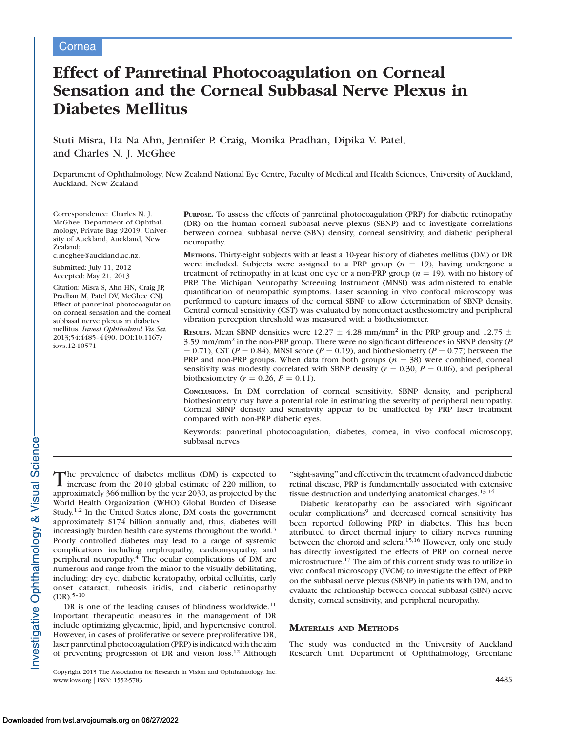Cornea

# Effect of Panretinal Photocoagulation on Corneal Sensation and the Corneal Subbasal Nerve Plexus in Diabetes Mellitus

Stuti Misra, Ha Na Ahn, Jennifer P. Craig, Monika Pradhan, Dipika V. Patel, and Charles N. J. McGhee

Department of Ophthalmology, New Zealand National Eye Centre, Faculty of Medical and Health Sciences, University of Auckland, Auckland, New Zealand

Correspondence: Charles N. J. McGhee, Department of Ophthalmology, Private Bag 92019, University of Auckland, Auckland, New Zealand;
c.mcghee@auckland.ac.nz.

Submitted: July 11, 2012
Accepted: May 21, 2013

Citation: Misra S, Ahn HN, Craig JP, Pradhan M, Patel DV, McGhee CNJ. Effect of panretinal photocoagulation on corneal sensation and the corneal subbasal nerve plexus in diabetes mellitus. *Invest Ophthalmol Vis Sci.* 2013;54:4485–4490. DOI:10.1167/iovs.12-10571

**Purpose.** To assess the effects of panretinal photocoagulation (PRP) for diabetic retinopathy (DR) on the human corneal subbasal nerve plexus (SBNP) and to investigate correlations between corneal subbasal nerve (SBN) density, corneal sensitivity, and diabetic peripheral neuropathy.

**Methods.** Thirty-eight subjects with at least a 10-year history of diabetes mellitus (DM) or DR were included. Subjects were assigned to a PRP group ($n = 19$), having undergone a treatment of retinopathy in at least one eye or a non-PRP group ($n = 19$), with no history of PRP. The Michigan Neuropathy Screening Instrument (MNSI) was administered to enable quantification of neuropathic symptoms. Laser scanning in vivo confocal microscopy was performed to capture images of the corneal SBNP to allow determination of SBNP density. Central corneal sensitivity (CST) was evaluated by noncontact aesthesiometry and peripheral vibration perception threshold was measured with a biothesiometer.

**Results.** Mean SBNP densities were $12.27 \pm 4.28$ mm/mm$^2$ in the PRP group and $12.75 \pm 3.59$ mm/mm$^2$ in the non-PRP group. There were no significant differences in SBNP density ($P = 0.71$), CST ($P = 0.84$), MNSI score ($P = 0.19$), and biothesiometry ($P = 0.77$) between the PRP and non-PRP groups. When data from both groups ($n = 38$) were combined, corneal sensitivity was modestly correlated with SBNP density ($r = 0.30$, $P = 0.06$), and peripheral biothesiometry ($r = 0.26$, $P = 0.11$).

**Conclusions.** In DM correlation of corneal sensitivity, SBNP density, and peripheral biothesiometry may have a potential role in estimating the severity of peripheral neuropathy. Corneal SBNP density and sensitivity appear to be unaffected by PRP laser treatment compared with non-PRP diabetic eyes.

Keywords: panretinal photocoagulation, diabetes, cornea, in vivo confocal microscopy, subbasal nerves

The prevalence of diabetes mellitus (DM) is expected to increase from the 2010 global estimate of 220 million, to approximately 366 million by the year 2030, as projected by the World Health Organization (WHO) Global Burden of Disease Study.[1,2] In the United States alone, DM costs the government approximately $174 billion annually and, thus, diabetes will increasingly burden health care systems throughout the world.[3] Poorly controlled diabetes may lead to a range of systemic complications including nephropathy, cardiomyopathy, and peripheral neuropathy.[4] The ocular complications of DM are numerous and range from the minor to the visually debilitating, including: dry eye, diabetic keratopathy, orbital cellulitis, early onset cataract, rubeosis iridis, and diabetic retinopathy (DR).[5–10]

DR is one of the leading causes of blindness worldwide.[11] Important therapeutic measures in the management of DR include optimizing glycaemic, lipid, and hypertensive control. However, in cases of proliferative or severe preproliferative DR, laser panretinal photocoagulation (PRP) is indicated with the aim of preventing progression of DR and vision loss.[12] Although "sight-saving" and effective in the treatment of advanced diabetic retinal disease, PRP is fundamentally associated with extensive tissue destruction and underlying anatomical changes.[13,14]

Diabetic keratopathy can be associated with significant ocular complications[9] and decreased corneal sensitivity has been reported following PRP in diabetes. This has been attributed to direct thermal injury to ciliary nerves running between the choroid and sclera.[15,16] However, only one study has directly investigated the effects of PRP on corneal nerve microstructure.[17] The aim of this current study was to utilize in vivo confocal microscopy (IVCM) to investigate the effect of PRP on the subbasal nerve plexus (SBNP) in patients with DM, and to evaluate the relationship between corneal subbasal (SBN) nerve density, corneal sensitivity, and peripheral neuropathy.

## Materials and Methods

The study was conducted in the University of Auckland Research Unit, Department of Ophthalmology, Greenlane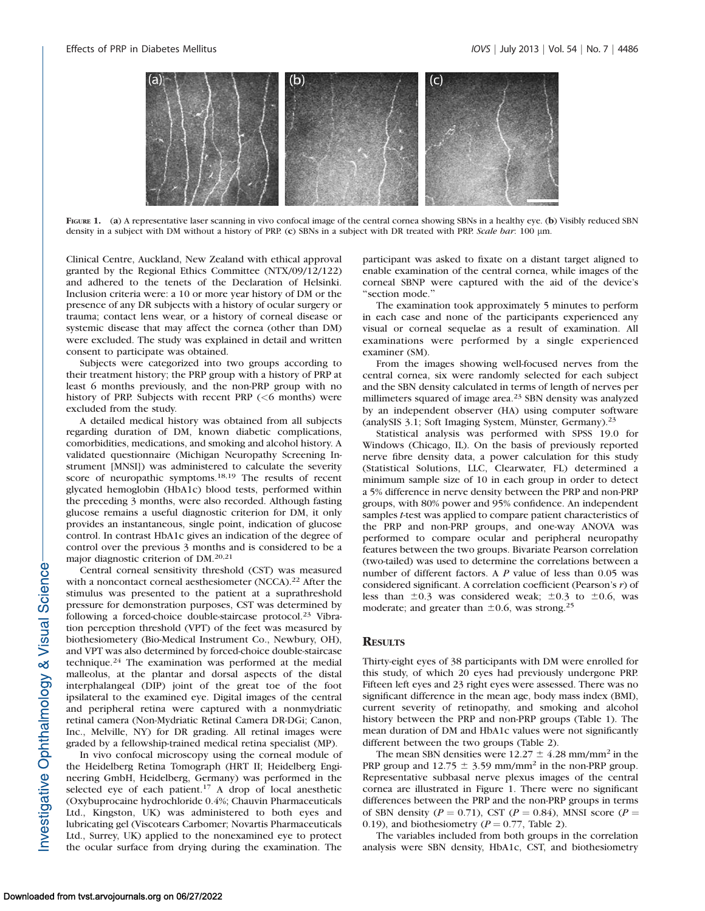FIGURE 1. (**a**) A representative laser scanning in vivo confocal image of the central cornea showing SBNs in a healthy eye. (**b**) Visibly reduced SBN density in a subject with DM without a history of PRP. (**c**) SBNs in a subject with DR treated with PRP. *Scale bar*: 100 μm.

Clinical Centre, Auckland, New Zealand with ethical approval granted by the Regional Ethics Committee (NTX/09/12/122) and adhered to the tenets of the Declaration of Helsinki. Inclusion criteria were: a 10 or more year history of DM or the presence of any DR subjects with a history of ocular surgery or trauma; contact lens wear, or a history of corneal disease or systemic disease that may affect the cornea (other than DM) were excluded. The study was explained in detail and written consent to participate was obtained.

Subjects were categorized into two groups according to their treatment history; the PRP group with a history of PRP at least 6 months previously, and the non-PRP group with no history of PRP. Subjects with recent PRP (<6 months) were excluded from the study.

A detailed medical history was obtained from all subjects regarding duration of DM, known diabetic complications, comorbidities, medications, and smoking and alcohol history. A validated questionnaire (Michigan Neuropathy Screening Instrument [MNSI]) was administered to calculate the severity score of neuropathic symptoms.[18,19] The results of recent glycated hemoglobin (HbA1c) blood tests, performed within the preceding 3 months, were also recorded. Although fasting glucose remains a useful diagnostic criterion for DM, it only provides an instantaneous, single point, indication of glucose control. In contrast HbA1c gives an indication of the degree of control over the previous 3 months and is considered to be a major diagnostic criterion of DM.[20,21]

Central corneal sensitivity threshold (CST) was measured with a noncontact corneal aesthesiometer (NCCA).[22] After the stimulus was presented to the patient at a suprathreshold pressure for demonstration purposes, CST was determined by following a forced-choice double-staircase protocol.[23] Vibration perception threshold (VPT) of the feet was measured by biothesiometery (Bio-Medical Instrument Co., Newbury, OH), and VPT was also determined by forced-choice double-staircase technique.[24] The examination was performed at the medial malleolus, at the plantar and dorsal aspects of the distal interphalangeal (DIP) joint of the great toe of the foot ipsilateral to the examined eye. Digital images of the central and peripheral retina were captured with a nonmydriatic retinal camera (Non-Mydriatic Retinal Camera DR-DGi; Canon, Inc., Melville, NY) for DR grading. All retinal images were graded by a fellowship-trained medical retina specialist (MP).

In vivo confocal microscopy using the corneal module of the Heidelberg Retina Tomograph (HRT II; Heidelberg Engineering GmbH, Heidelberg, Germany) was performed in the selected eye of each patient.[17] A drop of local anesthetic (Oxybuprocaine hydrochloride 0.4%; Chauvin Pharmaceuticals Ltd., Kingston, UK) was administered to both eyes and lubricating gel (Viscotears Carbomer; Novartis Pharmaceuticals Ltd., Surrey, UK) applied to the nonexamined eye to protect the ocular surface from drying during the examination. The participant was asked to fixate on a distant target aligned to enable examination of the central cornea, while images of the corneal SBNP were captured with the aid of the device's "section mode."

The examination took approximately 5 minutes to perform in each case and none of the participants experienced any visual or corneal sequelae as a result of examination. All examinations were performed by a single experienced examiner (SM).

From the images showing well-focused nerves from the central cornea, six were randomly selected for each subject and the SBN density calculated in terms of length of nerves per millimeters squared of image area.[23] SBN density was analyzed by an independent observer (HA) using computer software (analySIS 3.1; Soft Imaging System, Münster, Germany).[23]

Statistical analysis was performed with SPSS 19.0 for Windows (Chicago, IL). On the basis of previously reported nerve fibre density data, a power calculation for this study (Statistical Solutions, LLC, Clearwater, FL) determined a minimum sample size of 10 in each group in order to detect a 5% difference in nerve density between the PRP and non-PRP groups, with 80% power and 95% confidence. An independent samples *t*-test was applied to compare patient characteristics of the PRP and non-PRP groups, and one-way ANOVA was performed to compare ocular and peripheral neuropathy features between the two groups. Bivariate Pearson correlation (two-tailed) was used to determine the correlations between a number of different factors. A *P* value of less than 0.05 was considered significant. A correlation coefficient (Pearson's *r*) of less than ±0.3 was considered weak; ±0.3 to ±0.6, was moderate; and greater than ±0.6, was strong.[25]

## RESULTS

Thirty-eight eyes of 38 participants with DM were enrolled for this study, of which 20 eyes had previously undergone PRP. Fifteen left eyes and 23 right eyes were assessed. There was no significant difference in the mean age, body mass index (BMI), current severity of retinopathy, and smoking and alcohol history between the PRP and non-PRP groups (Table 1). The mean duration of DM and HbA1c values were not significantly different between the two groups (Table 2).

The mean SBN densities were $12.27 \pm 4.28$ mm/mm$^2$ in the PRP group and $12.75 \pm 3.59$ mm/mm$^2$ in the non-PRP group. Representative subbasal nerve plexus images of the central cornea are illustrated in Figure 1. There were no significant differences between the PRP and the non-PRP groups in terms of SBN density ($P = 0.71$), CST ($P = 0.84$), MNSI score ($P = 0.19$), and biothesiometry ($P = 0.77$, Table 2).

The variables included from both groups in the correlation analysis were SBN density, HbA1c, CST, and biothesiometry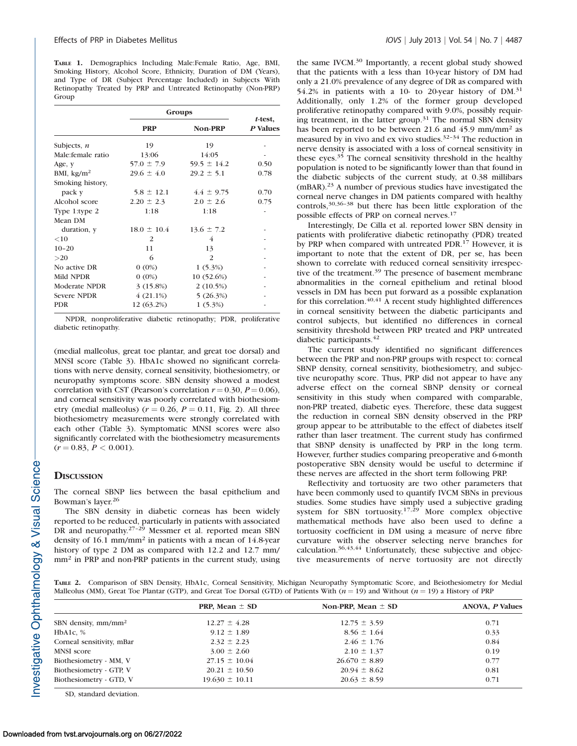**Table 1.** Demographics Including Male:Female Ratio, Age, BMI, Smoking History, Alcohol Score, Ethnicity, Duration of DM (Years), and Type of DR (Subject Percentage Included) in Subjects With Retinopathy Treated by PRP and Untreated Retinopathy (Non-PRP) Group

| | Groups | | |
|---|---|---|---|
| | PRP | Non-PRP | *t*-test, *P* Values |
| Subjects, *n* | 19 | 19 | - |
| Male:female ratio | 13:06 | 14:05 | - |
| Age, y | 57.0 ± 7.9 | 59.5 ± 14.2 | 0.50 |
| BMI, kg/m$^2$ | 29.6 ± 4.0 | 29.2 ± 5.1 | 0.78 |
| Smoking history, pack y | 5.8 ± 12.1 | 4.4 ± 9.75 | 0.70 |
| Alcohol score | 2.20 ± 2.3 | 2.0 ± 2.6 | 0.75 |
| Type 1:type 2 | 1:18 | 1:18 | - |
| Mean DM duration, y | 18.0 ± 10.4 | 13.6 ± 7.2 | - |
| <10 | 2 | 4 | - |
| 10–20 | 11 | 13 | - |
| >20 | 6 | 2 | - |
| No active DR | 0 (0%) | 1 (5.3%) | - |
| Mild NPDR | 0 (0%) | 10 (52.6%) | - |
| Moderate NPDR | 3 (15.8%) | 2 (10.5%) | - |
| Severe NPDR | 4 (21.1%) | 5 (26.3%) | - |
| PDR | 12 (63.2%) | 1 (5.3%) | - |

NPDR, nonproliferative diabetic retinopathy; PDR, proliferative diabetic retinopathy.

(medial malleolus, great toe plantar, and great toe dorsal) and MNSI score (Table 3). HbA1c showed no significant correlations with nerve density, corneal sensitivity, biothesiometry, or neuropathy symptoms score. SBN density showed a modest correlation with CST (Pearson's correlation $r = 0.30$, $P = 0.06$), and corneal sensitivity was poorly correlated with biothesiometry (medial malleolus) ($r = 0.26$, $P = 0.11$, Fig. 2). All three biothesiometry measurements were strongly correlated with each other (Table 3). Symptomatic MNSI scores were also significantly correlated with the biothesiometry measurements ($r = 0.83$, $P < 0.001$).

## Discussion

The corneal SBNP lies between the basal epithelium and Bowman's layer.[26]

The SBN density in diabetic corneas has been widely reported to be reduced, particularly in patients with associated DR and neuropathy.[27–29] Messmer et al. reported mean SBN density of 16.1 mm/mm$^2$ in patients with a mean of 14.8-year history of type 2 DM as compared with 12.2 and 12.7 mm/mm$^2$ in PRP and non-PRP patients in the current study, using the same IVCM.[30] Importantly, a recent global study showed that the patients with a less than 10-year history of DM had only a 21.0% prevalence of any degree of DR as compared with 54.2% in patients with a 10- to 20-year history of DM.[31] Additionally, only 1.2% of the former group developed proliferative retinopathy compared with 9.0%, possibly requiring treatment, in the latter group.[31] The normal SBN density has been reported to be between 21.6 and 45.9 mm/mm$^2$ as measured by in vivo and ex vivo studies.[32–34] The reduction in nerve density is associated with a loss of corneal sensitivity in these eyes.[35] The corneal sensitivity threshold in the healthy population is noted to be significantly lower than that found in the diabetic subjects of the current study, at 0.38 millibars (mBAR).[23] A number of previous studies have investigated the corneal nerve changes in DM patients compared with healthy controls,[30,36–38] but there has been little exploration of the possible effects of PRP on corneal nerves.[17]

Interestingly, De Cilla et al. reported lower SBN density in patients with proliferative diabetic retinopathy (PDR) treated by PRP when compared with untreated PDR.[17] However, it is important to note that the extent of DR, per se, has been shown to correlate with reduced corneal sensitivity irrespective of the treatment.[39] The presence of basement membrane abnormalities in the corneal epithelium and retinal blood vessels in DM has been put forward as a possible explanation for this correlation.[40,41] A recent study highlighted differences in corneal sensitivity between the diabetic participants and control subjects, but identified no differences in corneal sensitivity threshold between PRP treated and PRP untreated diabetic participants.[42]

The current study identified no significant differences between the PRP and non-PRP groups with respect to: corneal SBNP density, corneal sensitivity, biothesiometry, and subjective neuropathy score. Thus, PRP did not appear to have any adverse effect on the corneal SBNP density or corneal sensitivity in this study when compared with comparable, non-PRP treated, diabetic eyes. Therefore, these data suggest the reduction in corneal SBN density observed in the PRP group appear to be attributable to the effect of diabetes itself rather than laser treatment. The current study has confirmed that SBNP density is unaffected by PRP in the long term. However, further studies comparing preoperative and 6-month postoperative SBN density would be useful to determine if these nerves are affected in the short term following PRP.

Reflectivity and tortuosity are two other parameters that have been commonly used to quantify IVCM SBNs in previous studies. Some studies have simply used a subjective grading system for SBN tortuosity.[17,29] More complex objective mathematical methods have also been used to define a tortuosity coefficient in DM using a measure of nerve fibre curvature with the observer selecting nerve branches for calculation.[36,43,44] Unfortunately, these subjective and objective measurements of nerve tortuosity are not directly

**Table 2.** Comparison of SBN Density, HbA1c, Corneal Sensitivity, Michigan Neuropathy Symptomatic Score, and Beiothesiometry for Medial Malleolus (MM), Great Toe Plantar (GTP), and Great Toe Dorsal (GTD) of Patients With ($n = 19$) and Without ($n = 19$) a History of PRP

| | PRP, Mean ± SD | Non-PRP, Mean ± SD | ANOVA, *P* Values |
|---|---|---|---|
| SBN density, mm/mm$^2$ | 12.27 ± 4.28 | 12.75 ± 3.59 | 0.71 |
| HbA1c, % | 9.12 ± 1.89 | 8.56 ± 1.64 | 0.33 |
| Corneal sensitivity, mBar | 2.32 ± 2.23 | 2.46 ± 1.76 | 0.84 |
| MNSI score | 3.00 ± 2.60 | 2.10 ± 1.37 | 0.19 |
| Biothesiometry - MM, V | 27.15 ± 10.04 | 26.670 ± 8.89 | 0.77 |
| Biothesiometry - GTP, V | 20.21 ± 10.50 | 20.94 ± 8.62 | 0.81 |
| Biothesiometry - GTD, V | 19.630 ± 10.11 | 20.63 ± 8.59 | 0.71 |

SD, standard deviation.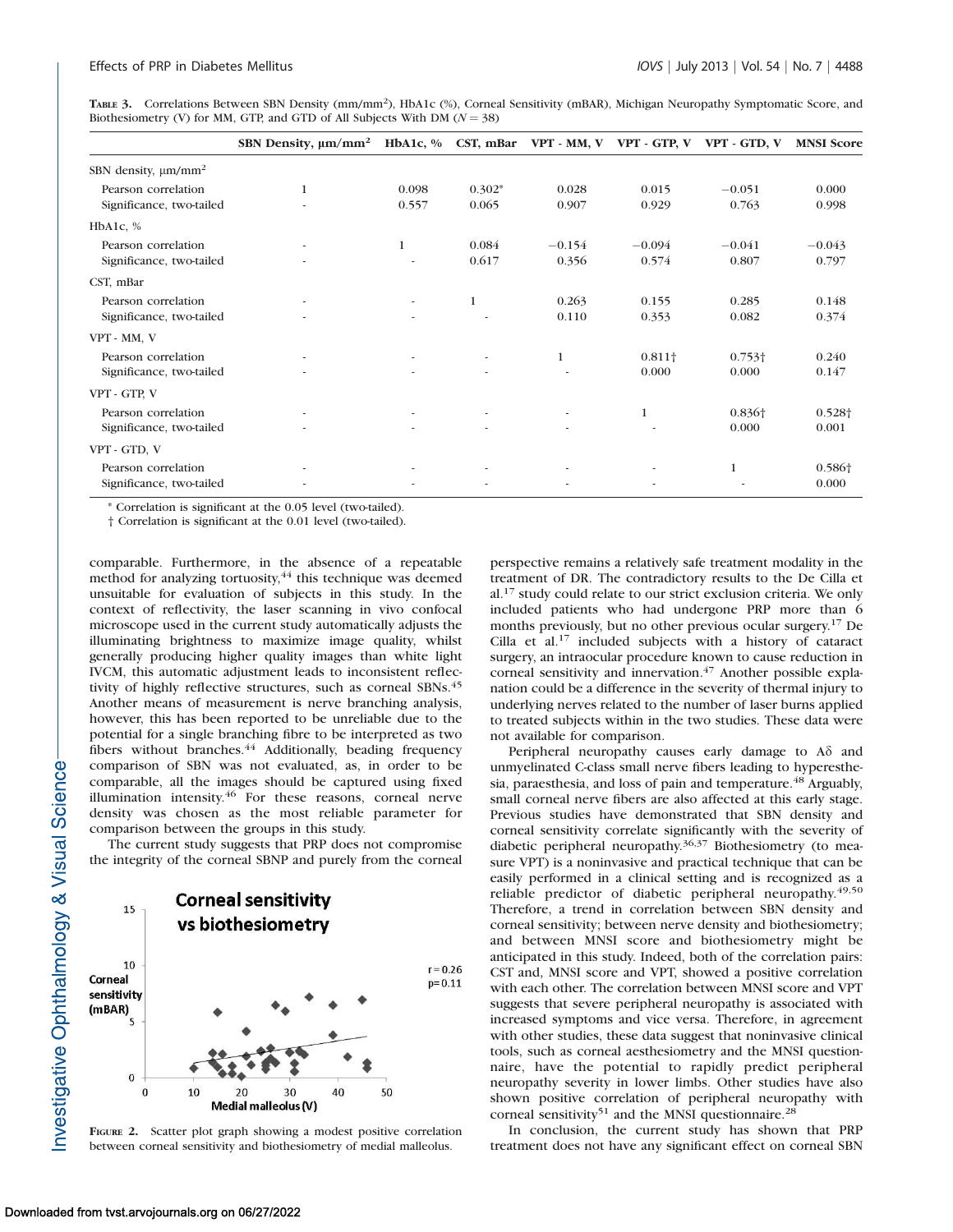**TABLE 3.** Correlations Between SBN Density (mm/mm²), HbA1c (%), Corneal Sensitivity (mBAR), Michigan Neuropathy Symptomatic Score, and Biothesiometry (V) for MM, GTP, and GTD of All Subjects With DM ($N = 38$)

| | SBN Density, μm/mm² | HbA1c, % | CST, mBar | VPT - MM, V | VPT - GTP, V | VPT - GTD, V | MNSI Score |
|---|---|---|---|---|---|---|---|
| **SBN density, μm/mm²** | | | | | | | |
| Pearson correlation | 1 | 0.098 | 0.302* | 0.028 | 0.015 | −0.051 | 0.000 |
| Significance, two-tailed | - | 0.557 | 0.065 | 0.907 | 0.929 | 0.763 | 0.998 |
| **HbA1c, %** | | | | | | | |
| Pearson correlation | - | 1 | 0.084 | −0.154 | −0.094 | −0.041 | −0.043 |
| Significance, two-tailed | - | - | 0.617 | 0.356 | 0.574 | 0.807 | 0.797 |
| **CST, mBar** | | | | | | | |
| Pearson correlation | - | - | 1 | 0.263 | 0.155 | 0.285 | 0.148 |
| Significance, two-tailed | - | - | - | 0.110 | 0.353 | 0.082 | 0.374 |
| **VPT - MM, V** | | | | | | | |
| Pearson correlation | - | - | - | 1 | 0.811† | 0.753† | 0.240 |
| Significance, two-tailed | - | - | - | - | 0.000 | 0.000 | 0.147 |
| **VPT - GTP, V** | | | | | | | |
| Pearson correlation | - | - | - | - | 1 | 0.836† | 0.528† |
| Significance, two-tailed | - | - | - | - | - | 0.000 | 0.001 |
| **VPT - GTD, V** | | | | | | | |
| Pearson correlation | - | - | - | - | - | 1 | 0.586† |
| Significance, two-tailed | - | - | - | - | - | - | 0.000 |

\* Correlation is significant at the 0.05 level (two-tailed).
† Correlation is significant at the 0.01 level (two-tailed).

comparable. Furthermore, in the absence of a repeatable method for analyzing tortuosity,[44] this technique was deemed unsuitable for evaluation of subjects in this study. In the context of reflectivity, the laser scanning in vivo confocal microscope used in the current study automatically adjusts the illuminating brightness to maximize image quality, whilst generally producing higher quality images than white light IVCM, this automatic adjustment leads to inconsistent reflectivity of highly reflective structures, such as corneal SBNs.[45] Another means of measurement is nerve branching analysis, however, this has been reported to be unreliable due to the potential for a single branching fibre to be interpreted as two fibers without branches.[44] Additionally, beading frequency comparison of SBN was not evaluated, as, in order to be comparable, all the images should be captured using fixed illumination intensity.[46] For these reasons, corneal nerve density was chosen as the most reliable parameter for comparison between the groups in this study.

The current study suggests that PRP does not compromise the integrity of the corneal SBNP and purely from the corneal perspective remains a relatively safe treatment modality in the treatment of DR. The contradictory results to the De Cilla et al.[17] study could relate to our strict exclusion criteria. We only included patients who had undergone PRP more than 6 months previously, but no other previous ocular surgery.[17] De Cilla et al.[17] included subjects with a history of cataract surgery, an intraocular procedure known to cause reduction in corneal sensitivity and innervation.[47] Another possible explanation could be a difference in the severity of thermal injury to underlying nerves related to the number of laser burns applied to treated subjects within in the two studies. These data were not available for comparison.

Peripheral neuropathy causes early damage to Aδ and unmyelinated C-class small nerve fibers leading to hyperesthesia, paraesthesia, and loss of pain and temperature.[48] Arguably, small corneal nerve fibers are also affected at this early stage. Previous studies have demonstrated that SBN density and corneal sensitivity correlate significantly with the severity of diabetic peripheral neuropathy.[36,37] Biothesiometry (to measure VPT) is a noninvasive and practical technique that can be easily performed in a clinical setting and is recognized as a reliable predictor of diabetic peripheral neuropathy.[49,50] Therefore, a trend in correlation between SBN density and corneal sensitivity; between nerve density and biothesiometry; and between MNSI score and biothesiometry might be anticipated in this study. Indeed, both of the correlation pairs: CST and, MNSI score and VPT, showed a positive correlation with each other. The correlation between MNSI score and VPT suggests that severe peripheral neuropathy is associated with increased symptoms and vice versa. Therefore, in agreement with other studies, these data suggest that noninvasive clinical tools, such as corneal aesthesiometry and the MNSI questionnaire, have the potential to rapidly predict peripheral neuropathy severity in lower limbs. Other studies have also shown positive correlation of peripheral neuropathy with corneal sensitivity[51] and the MNSI questionnaire.[28]

In conclusion, the current study has shown that PRP treatment does not have any significant effect on corneal SBN

**FIGURE 2.** Scatter plot graph showing a modest positive correlation between corneal sensitivity and biothesiometry of medial malleolus.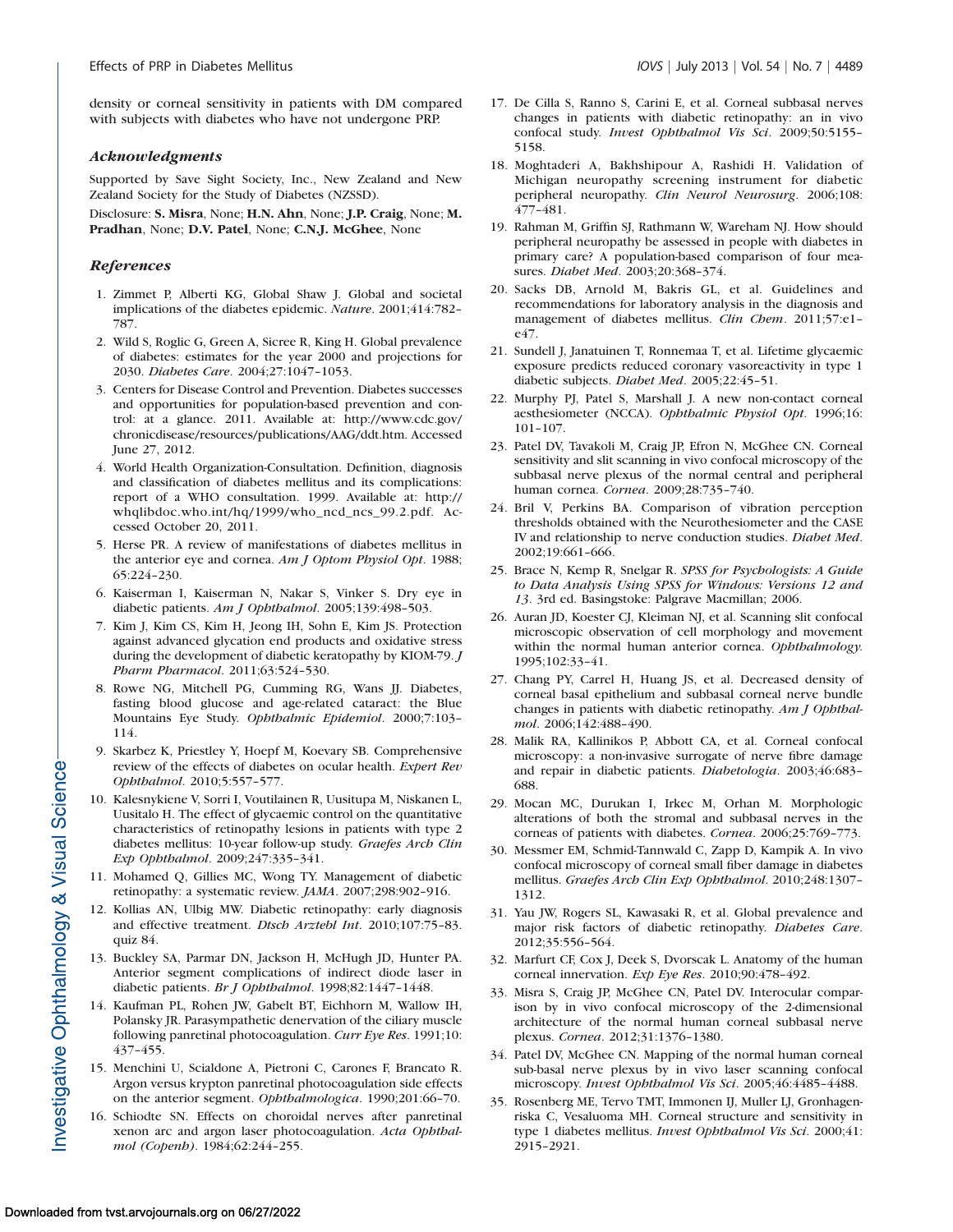density or corneal sensitivity in patients with DM compared with subjects with diabetes who have not undergone PRP.

### Acknowledgments

Supported by Save Sight Society, Inc., New Zealand and New Zealand Society for the Study of Diabetes (NZSSD).

Disclosure: **S. Misra**, None; **H.N. Ahn**, None; **J.P. Craig**, None; **M. Pradhan**, None; **D.V. Patel**, None; **C.N.J. McGhee**, None

### References

1. Zimmet P, Alberti KG, Global Shaw J. Global and societal implications of the diabetes epidemic. *Nature*. 2001;414:782–787.
2. Wild S, Roglic G, Green A, Sicree R, King H. Global prevalence of diabetes: estimates for the year 2000 and projections for 2030. *Diabetes Care*. 2004;27:1047–1053.
3. Centers for Disease Control and Prevention. Diabetes successes and opportunities for population-based prevention and control: at a glance. 2011. Available at: http://www.cdc.gov/chronicdisease/resources/publications/AAG/ddt.htm. Accessed June 27, 2012.
4. World Health Organization-Consultation. Definition, diagnosis and classification of diabetes mellitus and its complications: report of a WHO consultation. 1999. Available at: http://whqlibdoc.who.int/hq/1999/who_ncd_ncs_99.2.pdf. Accessed October 20, 2011.
5. Herse PR. A review of manifestations of diabetes mellitus in the anterior eye and cornea. *Am J Optom Physiol Opt*. 1988;65:224–230.
6. Kaiserman I, Kaiserman N, Nakar S, Vinker S. Dry eye in diabetic patients. *Am J Ophthalmol*. 2005;139:498–503.
7. Kim J, Kim CS, Kim H, Jeong IH, Sohn E, Kim JS. Protection against advanced glycation end products and oxidative stress during the development of diabetic keratopathy by KIOM-79. *J Pharm Pharmacol*. 2011;63:524–530.
8. Rowe NG, Mitchell PG, Cumming RG, Wans JJ. Diabetes, fasting blood glucose and age-related cataract: the Blue Mountains Eye Study. *Ophthalmic Epidemiol*. 2000;7:103–114.
9. Skarbez K, Priestley Y, Hoepf M, Koevary SB. Comprehensive review of the effects of diabetes on ocular health. *Expert Rev Ophthalmol*. 2010;5:557–577.
10. Kalesnykiene V, Sorri I, Voutilainen R, Uusitupa M, Niskanen L, Uusitalo H. The effect of glycaemic control on the quantitative characteristics of retinopathy lesions in patients with type 2 diabetes mellitus: 10-year follow-up study. *Graefes Arch Clin Exp Ophthalmol*. 2009;247:335–341.
11. Mohamed Q, Gillies MC, Wong TY. Management of diabetic retinopathy: a systematic review. *JAMA*. 2007;298:902–916.
12. Kollias AN, Ulbig MW. Diabetic retinopathy: early diagnosis and effective treatment. *Dtsch Arztebl Int*. 2010;107:75–83. quiz 84.
13. Buckley SA, Parmar DN, Jackson H, McHugh JD, Hunter PA. Anterior segment complications of indirect diode laser in diabetic patients. *Br J Ophthalmol*. 1998;82:1447–1448.
14. Kaufman PL, Rohen JW, Gabelt BT, Eichhorn M, Wallow IH, Polansky JR. Parasympathetic denervation of the ciliary muscle following panretinal photocoagulation. *Curr Eye Res*. 1991;10:437–455.
15. Menchini U, Scialdone A, Pietroni C, Carones F, Brancato R. Argon versus krypton panretinal photocoagulation side effects on the anterior segment. *Ophthalmologica*. 1990;201:66–70.
16. Schiodte SN. Effects on choroidal nerves after panretinal xenon arc and argon laser photocoagulation. *Acta Ophthalmol (Copenh)*. 1984;62:244–255.
17. De Cilla S, Ranno S, Carini E, et al. Corneal subbasal nerves changes in patients with diabetic retinopathy: an in vivo confocal study. *Invest Ophthalmol Vis Sci*. 2009;50:5155–5158.
18. Moghtaderi A, Bakhshipour A, Rashidi H. Validation of Michigan neuropathy screening instrument for diabetic peripheral neuropathy. *Clin Neurol Neurosurg*. 2006;108:477–481.
19. Rahman M, Griffin SJ, Rathmann W, Wareham NJ. How should peripheral neuropathy be assessed in people with diabetes in primary care? A population-based comparison of four measures. *Diabet Med*. 2003;20:368–374.
20. Sacks DB, Arnold M, Bakris GL, et al. Guidelines and recommendations for laboratory analysis in the diagnosis and management of diabetes mellitus. *Clin Chem*. 2011;57:e1–e47.
21. Sundell J, Janatuinen T, Ronnemaa T, et al. Lifetime glycaemic exposure predicts reduced coronary vasoreactivity in type 1 diabetic subjects. *Diabet Med*. 2005;22:45–51.
22. Murphy PJ, Patel S, Marshall J. A new non-contact corneal aesthesiometer (NCCA). *Ophthalmic Physiol Opt*. 1996;16:101–107.
23. Patel DV, Tavakoli M, Craig JP, Efron N, McGhee CN. Corneal sensitivity and slit scanning in vivo confocal microscopy of the subbasal nerve plexus of the normal central and peripheral human cornea. *Cornea*. 2009;28:735–740.
24. Bril V, Perkins BA. Comparison of vibration perception thresholds obtained with the Neurothesiometer and the CASE IV and relationship to nerve conduction studies. *Diabet Med*. 2002;19:661–666.
25. Brace N, Kemp R, Snelgar R. *SPSS for Psychologists: A Guide to Data Analysis Using SPSS for Windows: Versions 12 and 13*. 3rd ed. Basingstoke: Palgrave Macmillan; 2006.
26. Auran JD, Koester CJ, Kleiman NJ, et al. Scanning slit confocal microscopic observation of cell morphology and movement within the normal human anterior cornea. *Ophthalmology*. 1995;102:33–41.
27. Chang PY, Carrel H, Huang JS, et al. Decreased density of corneal basal epithelium and subbasal corneal nerve bundle changes in patients with diabetic retinopathy. *Am J Ophthalmol*. 2006;142:488–490.
28. Malik RA, Kallinikos P, Abbott CA, et al. Corneal confocal microscopy: a non-invasive surrogate of nerve fibre damage and repair in diabetic patients. *Diabetologia*. 2003;46:683–688.
29. Mocan MC, Durukan I, Irkec M, Orhan M. Morphologic alterations of both the stromal and subbasal nerves in the corneas of patients with diabetes. *Cornea*. 2006;25:769–773.
30. Messmer EM, Schmid-Tannwald C, Zapp D, Kampik A. In vivo confocal microscopy of corneal small fiber damage in diabetes mellitus. *Graefes Arch Clin Exp Ophthalmol*. 2010;248:1307–1312.
31. Yau JW, Rogers SL, Kawasaki R, et al. Global prevalence and major risk factors of diabetic retinopathy. *Diabetes Care*. 2012;35:556–564.
32. Marfurt CF, Cox J, Deek S, Dvorscak L. Anatomy of the human corneal innervation. *Exp Eye Res*. 2010;90:478–492.
33. Misra S, Craig JP, McGhee CN, Patel DV. Interocular comparison by in vivo confocal microscopy of the 2-dimensional architecture of the normal human corneal subbasal nerve plexus. *Cornea*. 2012;31:1376–1380.
34. Patel DV, McGhee CN. Mapping of the normal human corneal sub-basal nerve plexus by in vivo laser scanning confocal microscopy. *Invest Ophthalmol Vis Sci*. 2005;46:4485–4488.
35. Rosenberg ME, Tervo TMT, Immonen IJ, Muller LJ, Gronhagen-riska C, Vesaluoma MH. Corneal structure and sensitivity in type 1 diabetes mellitus. *Invest Ophthalmol Vis Sci*. 2000;41:2915–2921.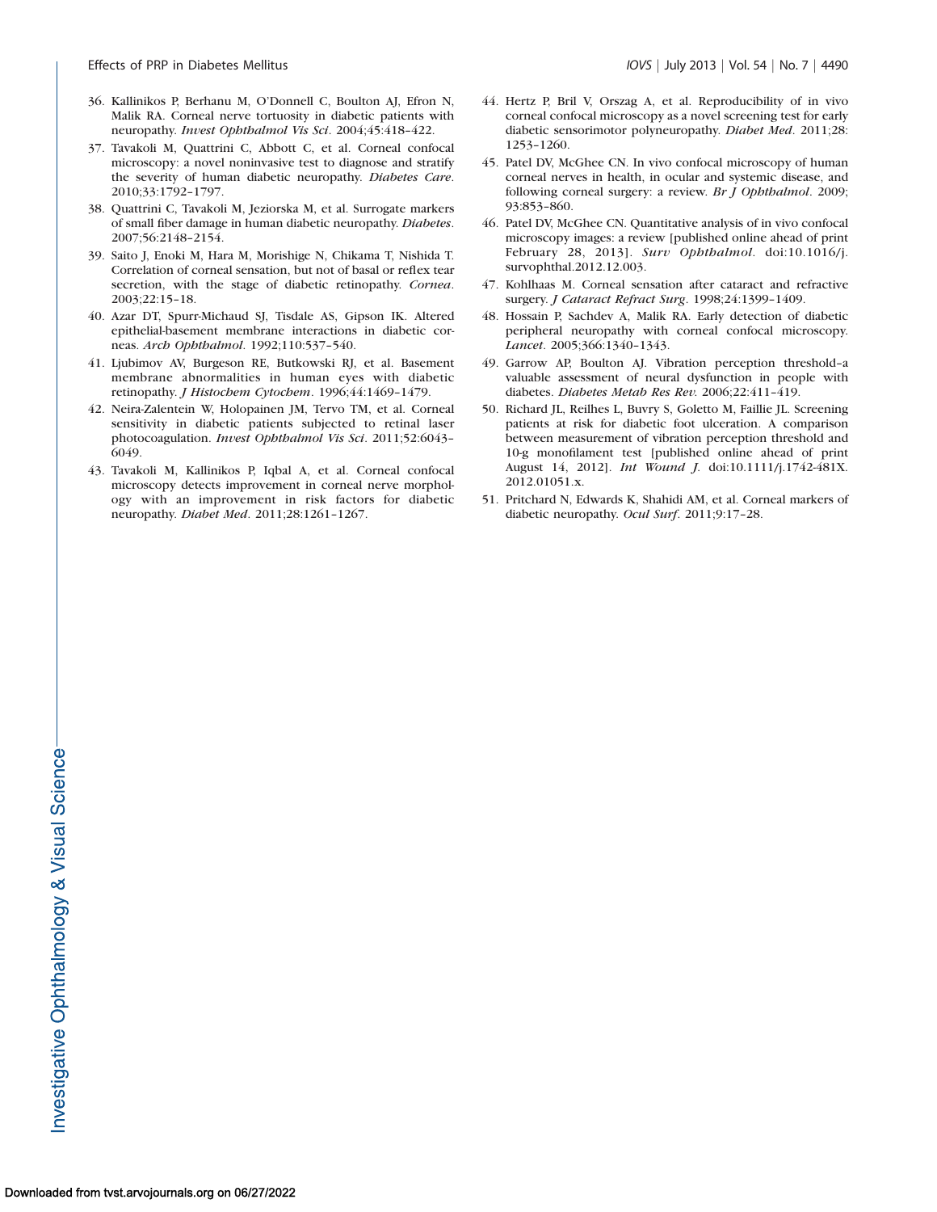36. Kallinikos P, Berhanu M, O'Donnell C, Boulton AJ, Efron N, Malik RA. Corneal nerve tortuosity in diabetic patients with neuropathy. *Invest Ophthalmol Vis Sci*. 2004;45:418–422.
37. Tavakoli M, Quattrini C, Abbott C, et al. Corneal confocal microscopy: a novel noninvasive test to diagnose and stratify the severity of human diabetic neuropathy. *Diabetes Care*. 2010;33:1792–1797.
38. Quattrini C, Tavakoli M, Jeziorska M, et al. Surrogate markers of small fiber damage in human diabetic neuropathy. *Diabetes*. 2007;56:2148–2154.
39. Saito J, Enoki M, Hara M, Morishige N, Chikama T, Nishida T. Correlation of corneal sensation, but not of basal or reflex tear secretion, with the stage of diabetic retinopathy. *Cornea*. 2003;22:15–18.
40. Azar DT, Spurr-Michaud SJ, Tisdale AS, Gipson IK. Altered epithelial-basement membrane interactions in diabetic corneas. *Arch Ophthalmol*. 1992;110:537–540.
41. Ljubimov AV, Burgeson RE, Butkowski RJ, et al. Basement membrane abnormalities in human eyes with diabetic retinopathy. *J Histochem Cytochem*. 1996;44:1469–1479.
42. Neira-Zalentein W, Holopainen JM, Tervo TM, et al. Corneal sensitivity in diabetic patients subjected to retinal laser photocoagulation. *Invest Ophthalmol Vis Sci*. 2011;52:6043–6049.
43. Tavakoli M, Kallinikos P, Iqbal A, et al. Corneal confocal microscopy detects improvement in corneal nerve morphology with an improvement in risk factors for diabetic neuropathy. *Diabet Med*. 2011;28:1261–1267.
44. Hertz P, Bril V, Orszag A, et al. Reproducibility of in vivo corneal confocal microscopy as a novel screening test for early diabetic sensorimotor polyneuropathy. *Diabet Med*. 2011;28:1253–1260.
45. Patel DV, McGhee CN. In vivo confocal microscopy of human corneal nerves in health, in ocular and systemic disease, and following corneal surgery: a review. *Br J Ophthalmol*. 2009;93:853–860.
46. Patel DV, McGhee CN. Quantitative analysis of in vivo confocal microscopy images: a review [published online ahead of print February 28, 2013]. *Surv Ophthalmol*. doi:10.1016/j.survophthal.2012.12.003.
47. Kohlhaas M. Corneal sensation after cataract and refractive surgery. *J Cataract Refract Surg*. 1998;24:1399–1409.
48. Hossain P, Sachdev A, Malik RA. Early detection of diabetic peripheral neuropathy with corneal confocal microscopy. *Lancet*. 2005;366:1340–1343.
49. Garrow AP, Boulton AJ. Vibration perception threshold–a valuable assessment of neural dysfunction in people with diabetes. *Diabetes Metab Res Rev*. 2006;22:411–419.
50. Richard JL, Reilhes L, Buvry S, Goletto M, Faillie JL. Screening patients at risk for diabetic foot ulceration. A comparison between measurement of vibration perception threshold and 10-g monofilament test [published online ahead of print August 14, 2012]. *Int Wound J*. doi:10.1111/j.1742-481X.2012.01051.x.
51. Pritchard N, Edwards K, Shahidi AM, et al. Corneal markers of diabetic neuropathy. *Ocul Surf*. 2011;9:17–28.